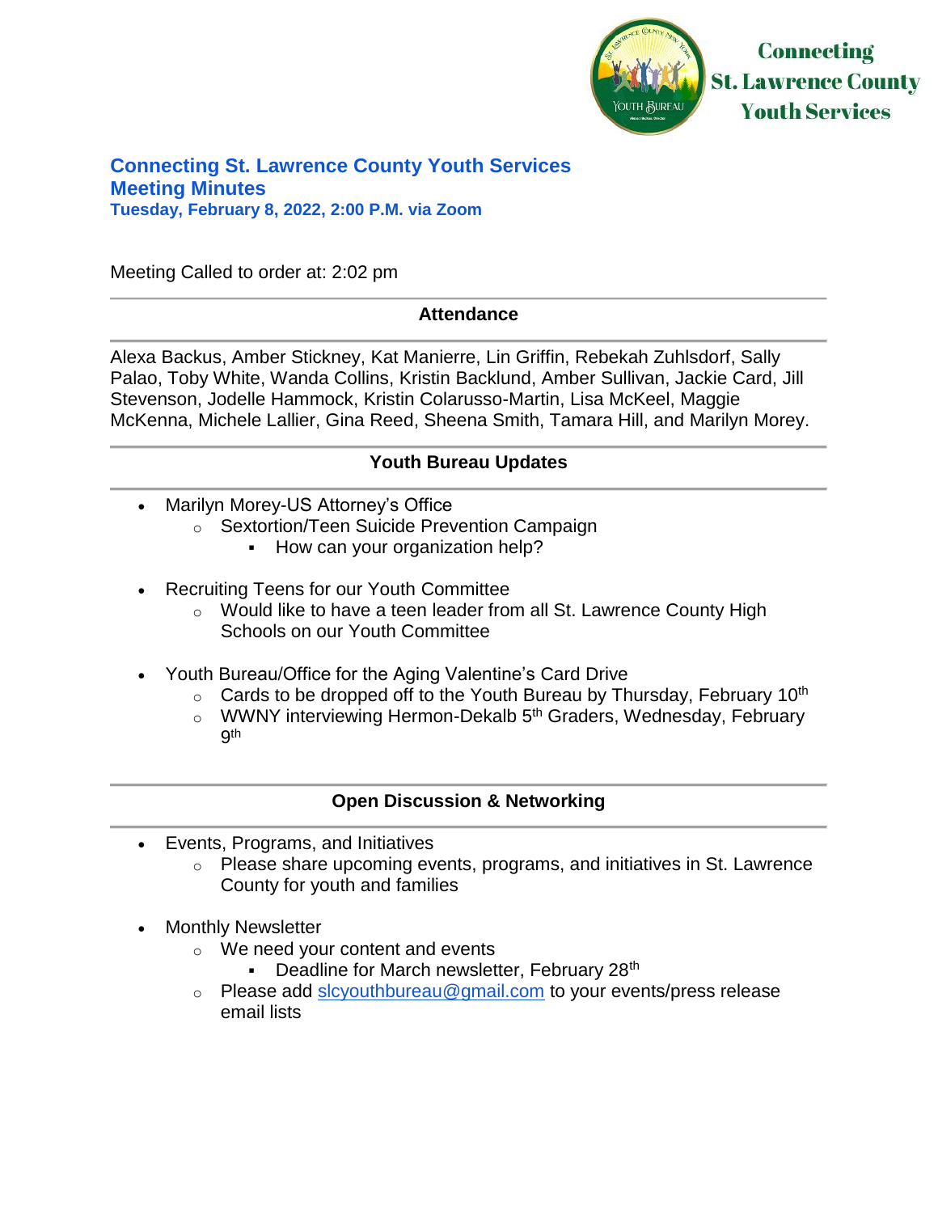Connecting St. Lawrence County Youth Services

# Connecting St. Lawrence County Youth Services
## Meeting Minutes
### Tuesday, February 8, 2022, 2:00 P.M. via Zoom

Meeting Called to order at: 2:02 pm

---

**Attendance**

---

Alexa Backus, Amber Stickney, Kat Manierre, Lin Griffin, Rebekah Zuhlsdorf, Sally Palao, Toby White, Wanda Collins, Kristin Backlund, Amber Sullivan, Jackie Card, Jill Stevenson, Jodelle Hammock, Kristin Colarusso-Martin, Lisa McKeel, Maggie McKenna, Michele Lallier, Gina Reed, Sheena Smith, Tamara Hill, and Marilyn Morey.

---

**Youth Bureau Updates**

---

- Marilyn Morey-US Attorney's Office
  - Sextortion/Teen Suicide Prevention Campaign
    - How can your organization help?

- Recruiting Teens for our Youth Committee
  - Would like to have a teen leader from all St. Lawrence County High Schools on our Youth Committee

- Youth Bureau/Office for the Aging Valentine's Card Drive
  - Cards to be dropped off to the Youth Bureau by Thursday, February 10th
  - WWNY interviewing Hermon-Dekalb 5th Graders, Wednesday, February 9th

---

**Open Discussion & Networking**

---

- Events, Programs, and Initiatives
  - Please share upcoming events, programs, and initiatives in St. Lawrence County for youth and families

- Monthly Newsletter
  - We need your content and events
    - Deadline for March newsletter, February 28th
  - Please add slcyouthbureau@gmail.com to your events/press release email lists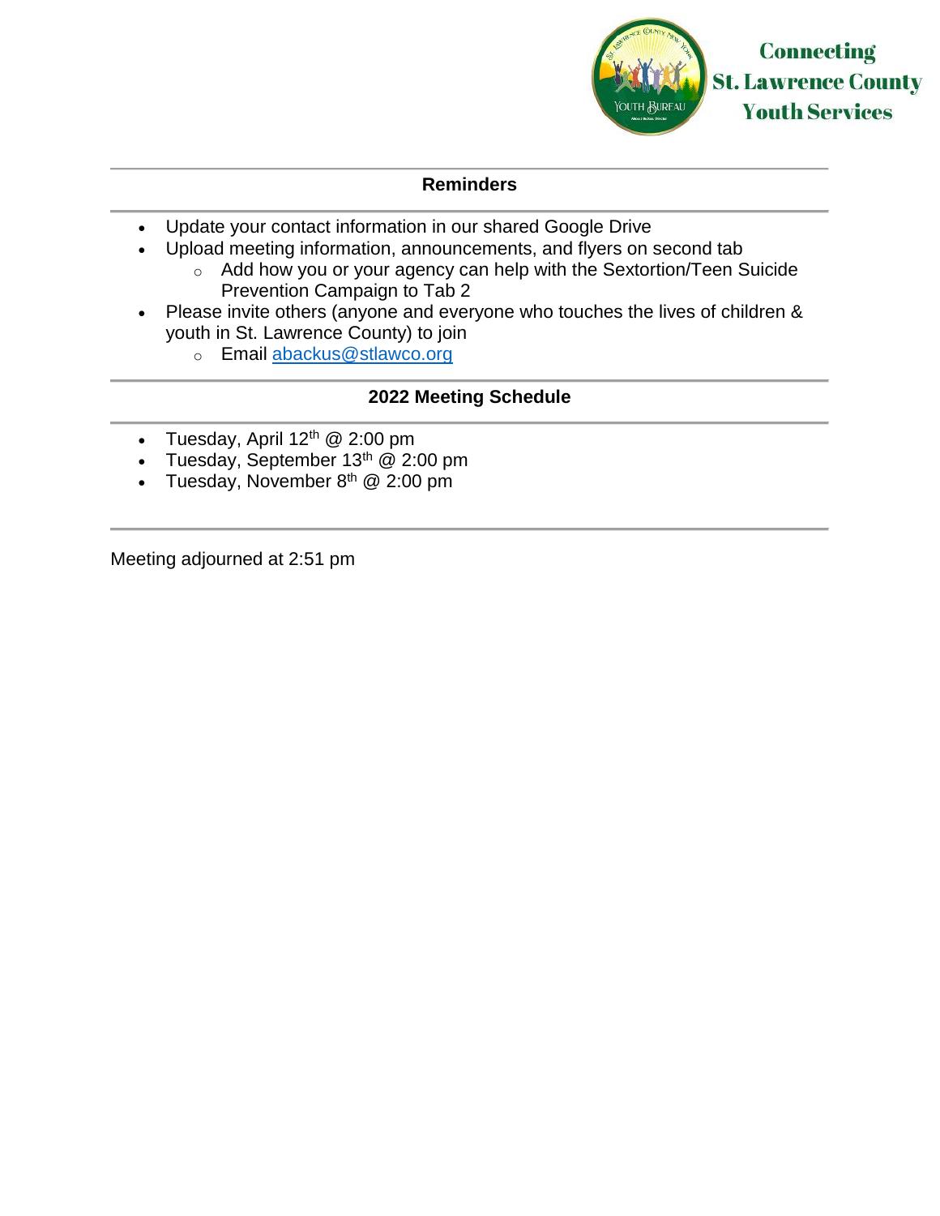Connecting St. Lawrence County Youth Services

## Reminders

- Update your contact information in our shared Google Drive
- Upload meeting information, announcements, and flyers on second tab
  - Add how you or your agency can help with the Sextortion/Teen Suicide Prevention Campaign to Tab 2
- Please invite others (anyone and everyone who touches the lives of children & youth in St. Lawrence County) to join
  - Email abackus@stlawco.org

## 2022 Meeting Schedule

- Tuesday, April 12th @ 2:00 pm
- Tuesday, September 13th @ 2:00 pm
- Tuesday, November 8th @ 2:00 pm

Meeting adjourned at 2:51 pm